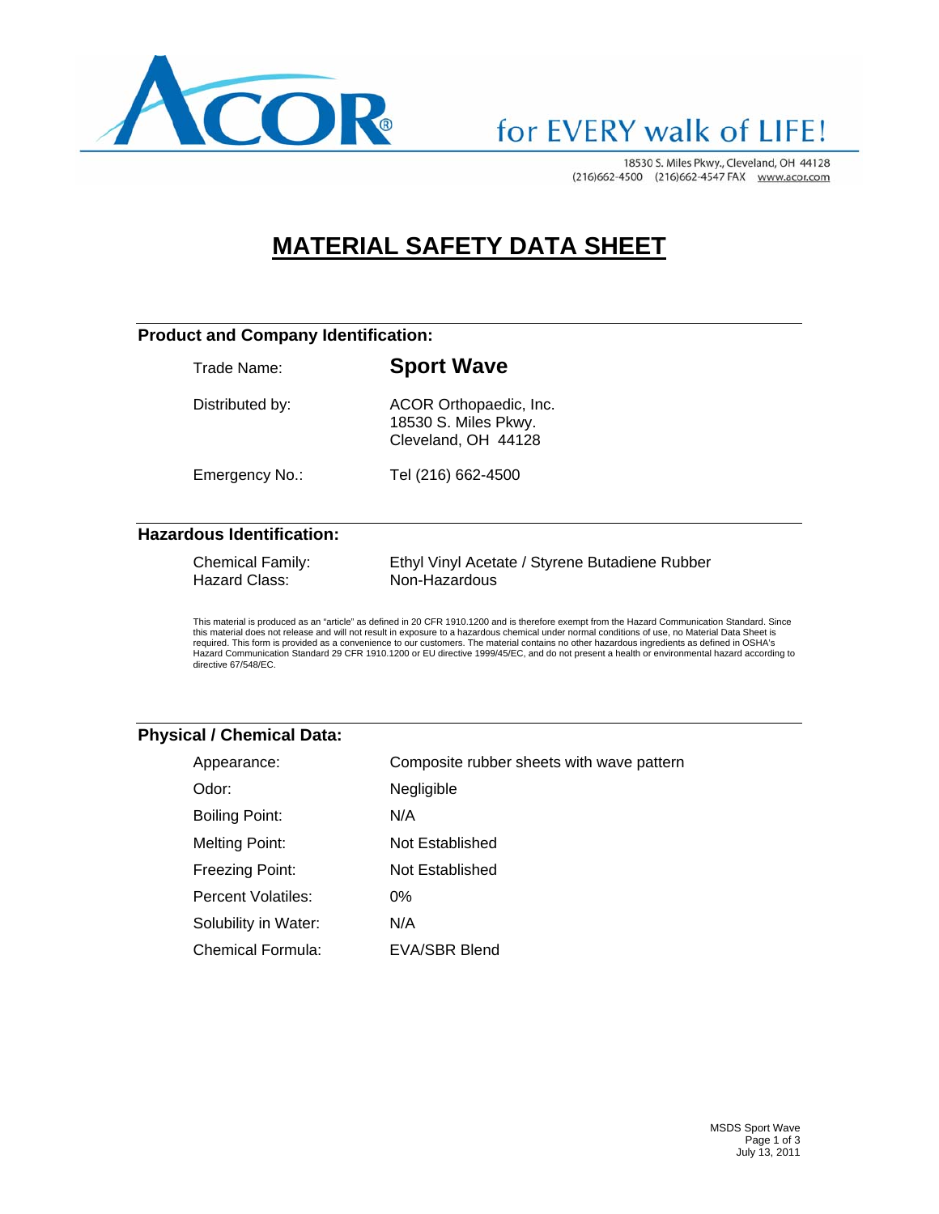ACOR®

for EVERY walk of LIFE!

18530 S. Miles Pkwy., Cleveland, OH 44128
(216)662-4500 (216)662-4547 FAX www.acor.com

# MATERIAL SAFETY DATA SHEET

## Product and Company Identification:

| | |
|---|---|
| Trade Name: | **Sport Wave** |
| Distributed by: | ACOR Orthopaedic, Inc.<br>18530 S. Miles Pkwy.<br>Cleveland, OH 44128 |
| Emergency No.: | Tel (216) 662-4500 |

## Hazardous Identification:

| | |
|---|---|
| Chemical Family: | Ethyl Vinyl Acetate / Styrene Butadiene Rubber |
| Hazard Class: | Non-Hazardous |

This material is produced as an "article" as defined in 20 CFR 1910.1200 and is therefore exempt from the Hazard Communication Standard. Since this material does not release and will not result in exposure to a hazardous chemical under normal conditions of use, no Material Data Sheet is required. This form is provided as a convenience to our customers. The material contains no other hazardous ingredients as defined in OSHA's Hazard Communication Standard 29 CFR 1910.1200 or EU directive 1999/45/EC, and do not present a health or environmental hazard according to directive 67/548/EC.

## Physical / Chemical Data:

| | |
|---|---|
| Appearance: | Composite rubber sheets with wave pattern |
| Odor: | Negligible |
| Boiling Point: | N/A |
| Melting Point: | Not Established |
| Freezing Point: | Not Established |
| Percent Volatiles: | 0% |
| Solubility in Water: | N/A |
| Chemical Formula: | EVA/SBR Blend |

MSDS Sport Wave
July 13, 2011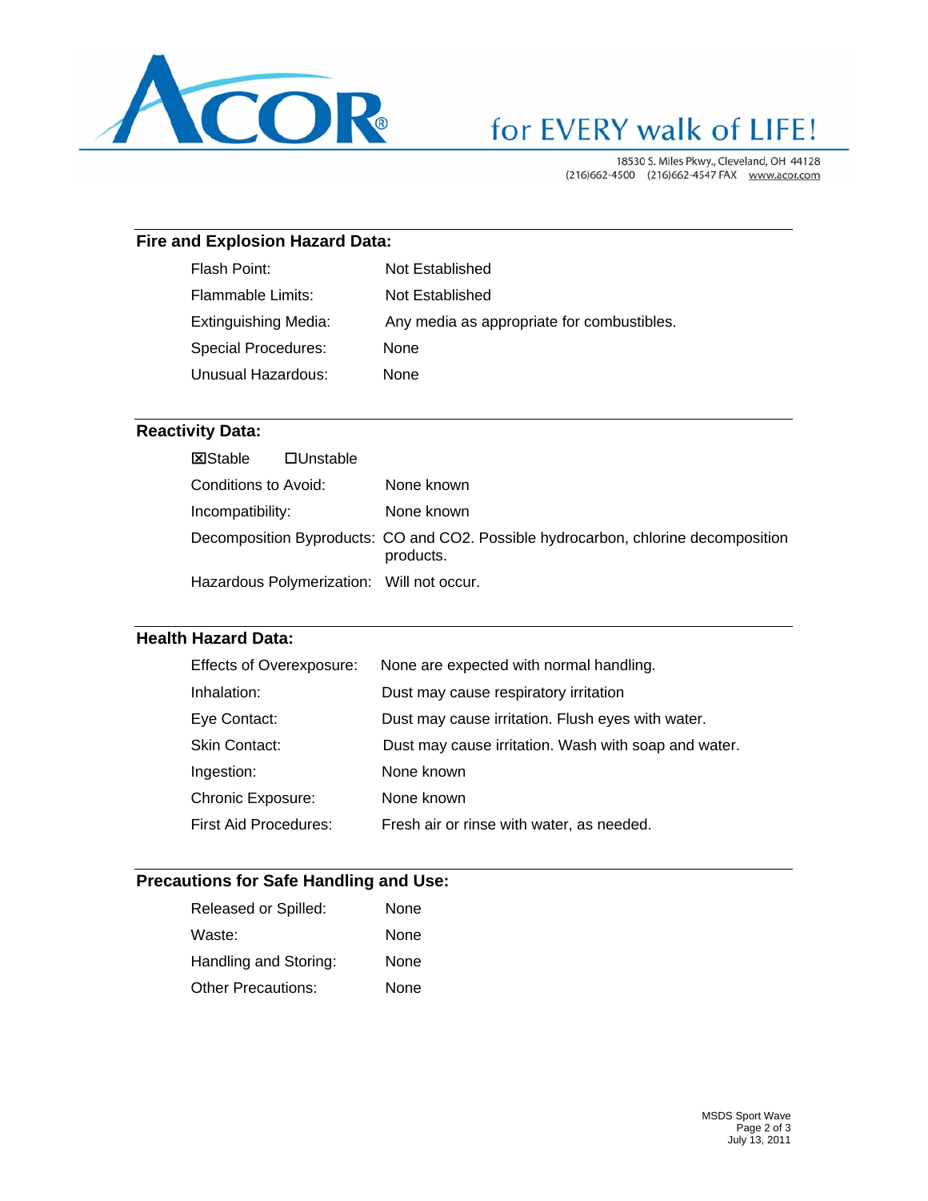## Fire and Explosion Hazard Data:

| | |
|---|---|
| Flash Point: | Not Established |
| Flammable Limits: | Not Established |
| Extinguishing Media: | Any media as appropriate for combustibles. |
| Special Procedures: | None |
| Unusual Hazardous: | None |

## Reactivity Data:

☒Stable ☐Unstable

| | |
|---|---|
| Conditions to Avoid: | None known |
| Incompatibility: | None known |
| Decomposition Byproducts: | CO and $CO_2$. Possible hydrocarbon, chlorine decomposition products. |
| Hazardous Polymerization: | Will not occur. |

## Health Hazard Data:

| | |
|---|---|
| Effects of Overexposure: | None are expected with normal handling. |
| Inhalation: | Dust may cause respiratory irritation |
| Eye Contact: | Dust may cause irritation. Flush eyes with water. |
| Skin Contact: | Dust may cause irritation. Wash with soap and water. |
| Ingestion: | None known |
| Chronic Exposure: | None known |
| First Aid Procedures: | Fresh air or rinse with water, as needed. |

## Precautions for Safe Handling and Use:

| | |
|---|---|
| Released or Spilled: | None |
| Waste: | None |
| Handling and Storing: | None |
| Other Precautions: | None |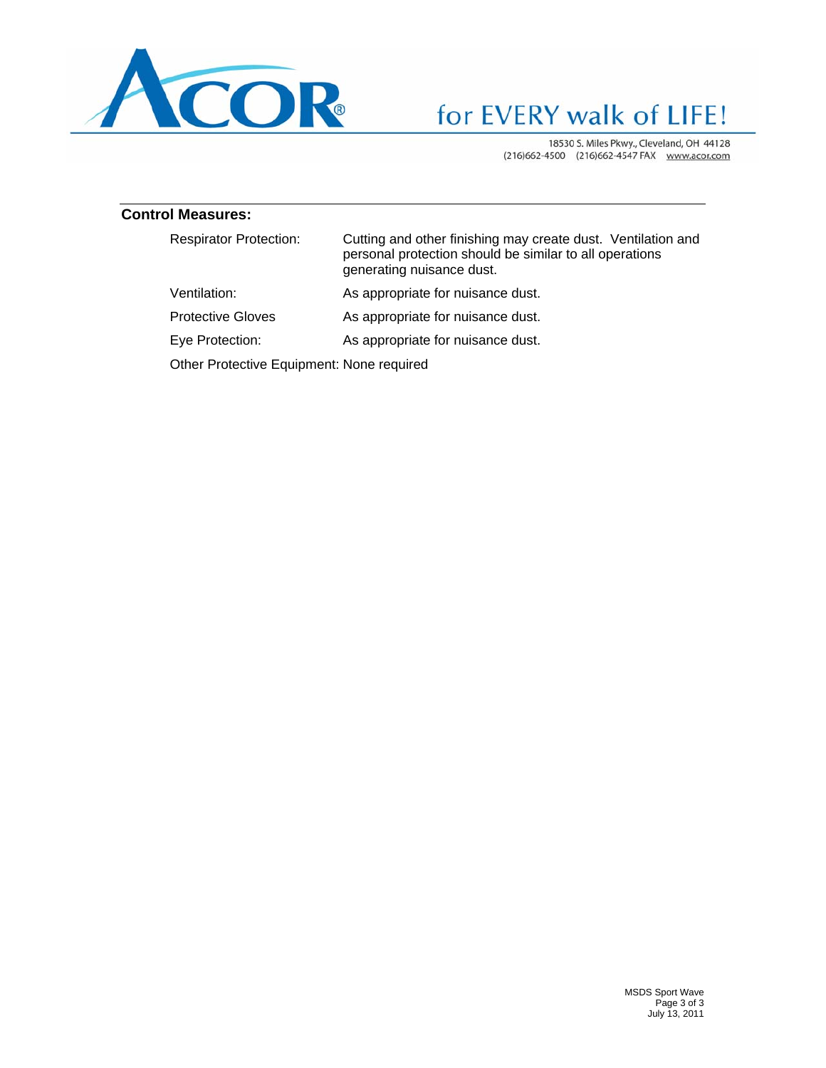## Control Measures:

| | |
|---|---|
| Respirator Protection: | Cutting and other finishing may create dust. Ventilation and personal protection should be similar to all operations generating nuisance dust. |
| Ventilation: | As appropriate for nuisance dust. |
| Protective Gloves | As appropriate for nuisance dust. |
| Eye Protection: | As appropriate for nuisance dust. |
| Other Protective Equipment: | None required |